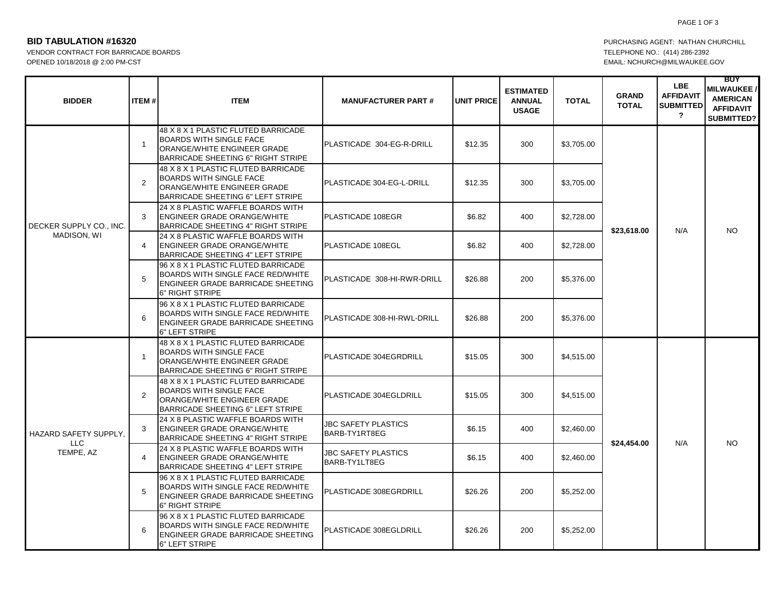**BID TABULATION #16320**

VENDOR CONTRACT FOR BARRICADE BOARDS

OPENED 10/18/2018 @ 2:00 PM-CST

PURCHASING AGENT: NATHAN CHURCHILL

TELEPHONE NO.: (414) 286-2392

EMAIL: NCHURCH@MILWAUKEE.GOV

| BIDDER | ITEM # | ITEM | MANUFACTURER PART # | UNIT PRICE | ESTIMATED ANNUAL USAGE | TOTAL | GRAND TOTAL | LBE AFFIDAVIT SUBMITTED ? | BUY MILWAUKEE / AMERICAN AFFIDAVIT SUBMITTED? |
|---|---|---|---|---|---|---|---|---|---|
| DECKER SUPPLY CO., INC. MADISON, WI | 1 | 48 X 8 X 1 PLASTIC FLUTED BARRICADE BOARDS WITH SINGLE FACE ORANGE/WHITE ENGINEER GRADE BARRICADE SHEETING 6" RIGHT STRIPE | PLASTICADE 304-EG-R-DRILL | $12.35 | 300 | $3,705.00 | **$23,618.00** | N/A | NO |
| | 2 | 48 X 8 X 1 PLASTIC FLUTED BARRICADE BOARDS WITH SINGLE FACE ORANGE/WHITE ENGINEER GRADE BARRICADE SHEETING 6" LEFT STRIPE | PLASTICADE 304-EG-L-DRILL | $12.35 | 300 | $3,705.00 | | | |
| | 3 | 24 X 8 PLASTIC WAFFLE BOARDS WITH ENGINEER GRADE ORANGE/WHITE BARRICADE SHEETING 4" RIGHT STRIPE | PLASTICADE 108EGR | $6.82 | 400 | $2,728.00 | | | |
| | 4 | 24 X 8 PLASTIC WAFFLE BOARDS WITH ENGINEER GRADE ORANGE/WHITE BARRICADE SHEETING 4" LEFT STRIPE | PLASTICADE 108EGL | $6.82 | 400 | $2,728.00 | | | |
| | 5 | 96 X 8 X 1 PLASTIC FLUTED BARRICADE BOARDS WITH SINGLE FACE RED/WHITE ENGINEER GRADE BARRICADE SHEETING 6" RIGHT STRIPE | PLASTICADE 308-HI-RWR-DRILL | $26.88 | 200 | $5,376.00 | | | |
| | 6 | 96 X 8 X 1 PLASTIC FLUTED BARRICADE BOARDS WITH SINGLE FACE RED/WHITE ENGINEER GRADE BARRICADE SHEETING 6" LEFT STRIPE | PLASTICADE 308-HI-RWL-DRILL | $26.88 | 200 | $5,376.00 | | | |
| HAZARD SAFETY SUPPLY, LLC TEMPE, AZ | 1 | 48 X 8 X 1 PLASTIC FLUTED BARRICADE BOARDS WITH SINGLE FACE ORANGE/WHITE ENGINEER GRADE BARRICADE SHEETING 6" RIGHT STRIPE | PLASTICADE 304EGRDRILL | $15.05 | 300 | $4,515.00 | **$24,454.00** | N/A | NO |
| | 2 | 48 X 8 X 1 PLASTIC FLUTED BARRICADE BOARDS WITH SINGLE FACE ORANGE/WHITE ENGINEER GRADE BARRICADE SHEETING 6" LEFT STRIPE | PLASTICADE 304EGLDRILL | $15.05 | 300 | $4,515.00 | | | |
| | 3 | 24 X 8 PLASTIC WAFFLE BOARDS WITH ENGINEER GRADE ORANGE/WHITE BARRICADE SHEETING 4" RIGHT STRIPE | JBC SAFETY PLASTICS BARB-TY1RT8EG | $6.15 | 400 | $2,460.00 | | | |
| | 4 | 24 X 8 PLASTIC WAFFLE BOARDS WITH ENGINEER GRADE ORANGE/WHITE BARRICADE SHEETING 4" LEFT STRIPE | JBC SAFETY PLASTICS BARB-TY1LT8EG | $6.15 | 400 | $2,460.00 | | | |
| | 5 | 96 X 8 X 1 PLASTIC FLUTED BARRICADE BOARDS WITH SINGLE FACE RED/WHITE ENGINEER GRADE BARRICADE SHEETING 6" RIGHT STRIPE | PLASTICADE 308EGRDRILL | $26.26 | 200 | $5,252.00 | | | |
| | 6 | 96 X 8 X 1 PLASTIC FLUTED BARRICADE BOARDS WITH SINGLE FACE RED/WHITE ENGINEER GRADE BARRICADE SHEETING 6" LEFT STRIPE | PLASTICADE 308EGLDRILL | $26.26 | 200 | $5,252.00 | | | |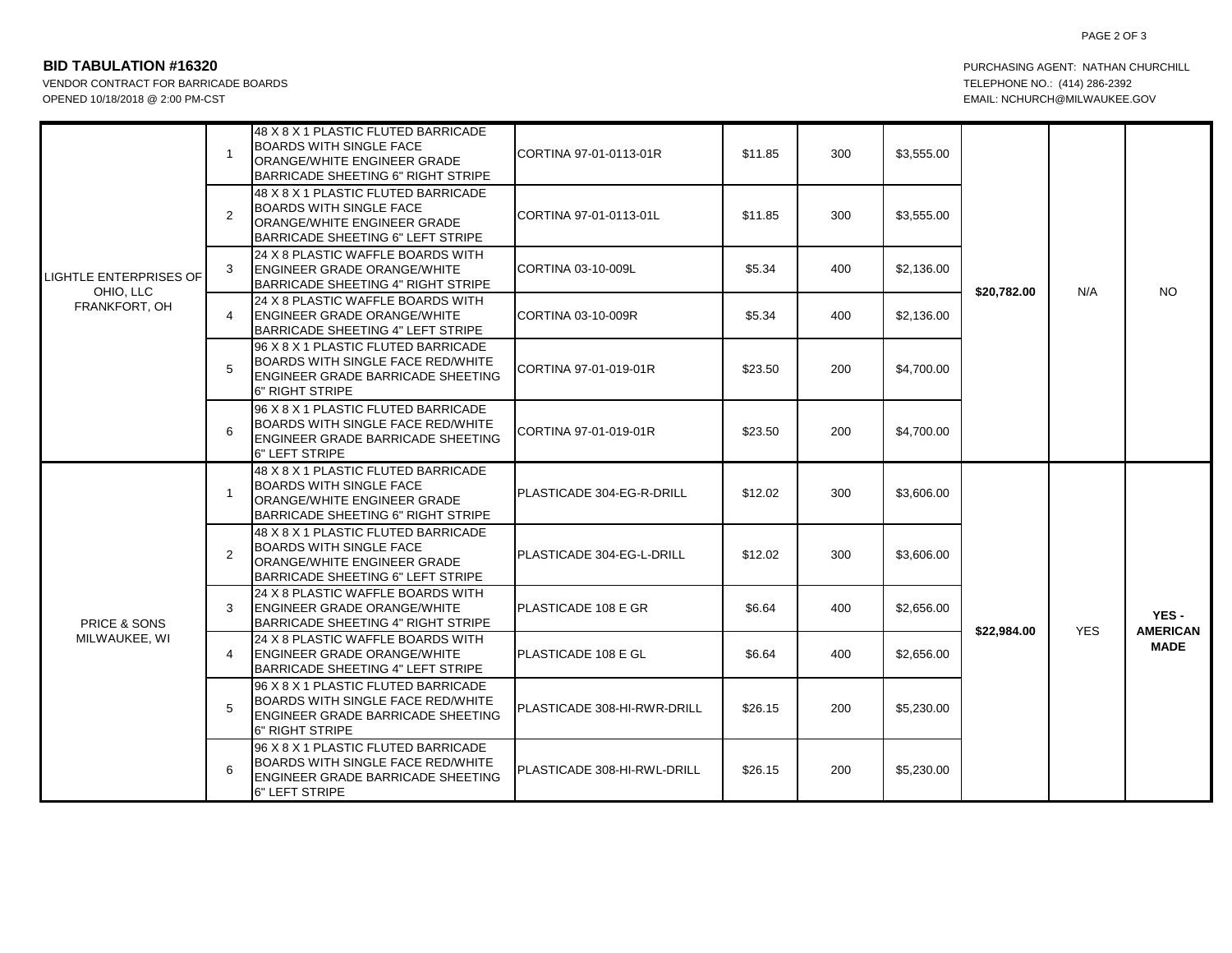**BID TABULATION #16320**

VENDOR CONTRACT FOR BARRICADE BOARDS
OPENED 10/18/2018 @ 2:00 PM-CST

PURCHASING AGENT: NATHAN CHURCHILL
TELEPHONE NO.: (414) 286-2392
EMAIL: NCHURCH@MILWAUKEE.GOV

| | | | | | | | | | |
|---|---|---|---|---|---|---|---|---|---|
| LIGHTLE ENTERPRISES OF OHIO, LLC FRANKFORT, OH | 1 | 48 X 8 X 1 PLASTIC FLUTED BARRICADE BOARDS WITH SINGLE FACE ORANGE/WHITE ENGINEER GRADE BARRICADE SHEETING 6" RIGHT STRIPE | CORTINA 97-01-0113-01R | $11.85 | 300 | $3,555.00 | **$20,782.00** | N/A | NO |
| | 2 | 48 X 8 X 1 PLASTIC FLUTED BARRICADE BOARDS WITH SINGLE FACE ORANGE/WHITE ENGINEER GRADE BARRICADE SHEETING 6" LEFT STRIPE | CORTINA 97-01-0113-01L | $11.85 | 300 | $3,555.00 | | | |
| | 3 | 24 X 8 PLASTIC WAFFLE BOARDS WITH ENGINEER GRADE ORANGE/WHITE BARRICADE SHEETING 4" RIGHT STRIPE | CORTINA 03-10-009L | $5.34 | 400 | $2,136.00 | | | |
| | 4 | 24 X 8 PLASTIC WAFFLE BOARDS WITH ENGINEER GRADE ORANGE/WHITE BARRICADE SHEETING 4" LEFT STRIPE | CORTINA 03-10-009R | $5.34 | 400 | $2,136.00 | | | |
| | 5 | 96 X 8 X 1 PLASTIC FLUTED BARRICADE BOARDS WITH SINGLE FACE RED/WHITE ENGINEER GRADE BARRICADE SHEETING 6" RIGHT STRIPE | CORTINA 97-01-019-01R | $23.50 | 200 | $4,700.00 | | | |
| | 6 | 96 X 8 X 1 PLASTIC FLUTED BARRICADE BOARDS WITH SINGLE FACE RED/WHITE ENGINEER GRADE BARRICADE SHEETING 6" LEFT STRIPE | CORTINA 97-01-019-01R | $23.50 | 200 | $4,700.00 | | | |
| PRICE & SONS MILWAUKEE, WI | 1 | 48 X 8 X 1 PLASTIC FLUTED BARRICADE BOARDS WITH SINGLE FACE ORANGE/WHITE ENGINEER GRADE BARRICADE SHEETING 6" RIGHT STRIPE | PLASTICADE 304-EG-R-DRILL | $12.02 | 300 | $3,606.00 | **$22,984.00** | YES | **YES - AMERICAN MADE** |
| | 2 | 48 X 8 X 1 PLASTIC FLUTED BARRICADE BOARDS WITH SINGLE FACE ORANGE/WHITE ENGINEER GRADE BARRICADE SHEETING 6" LEFT STRIPE | PLASTICADE 304-EG-L-DRILL | $12.02 | 300 | $3,606.00 | | | |
| | 3 | 24 X 8 PLASTIC WAFFLE BOARDS WITH ENGINEER GRADE ORANGE/WHITE BARRICADE SHEETING 4" RIGHT STRIPE | PLASTICADE 108 E GR | $6.64 | 400 | $2,656.00 | | | |
| | 4 | 24 X 8 PLASTIC WAFFLE BOARDS WITH ENGINEER GRADE ORANGE/WHITE BARRICADE SHEETING 4" LEFT STRIPE | PLASTICADE 108 E GL | $6.64 | 400 | $2,656.00 | | | |
| | 5 | 96 X 8 X 1 PLASTIC FLUTED BARRICADE BOARDS WITH SINGLE FACE RED/WHITE ENGINEER GRADE BARRICADE SHEETING 6" RIGHT STRIPE | PLASTICADE 308-HI-RWR-DRILL | $26.15 | 200 | $5,230.00 | | | |
| | 6 | 96 X 8 X 1 PLASTIC FLUTED BARRICADE BOARDS WITH SINGLE FACE RED/WHITE ENGINEER GRADE BARRICADE SHEETING 6" LEFT STRIPE | PLASTICADE 308-HI-RWL-DRILL | $26.15 | 200 | $5,230.00 | | | |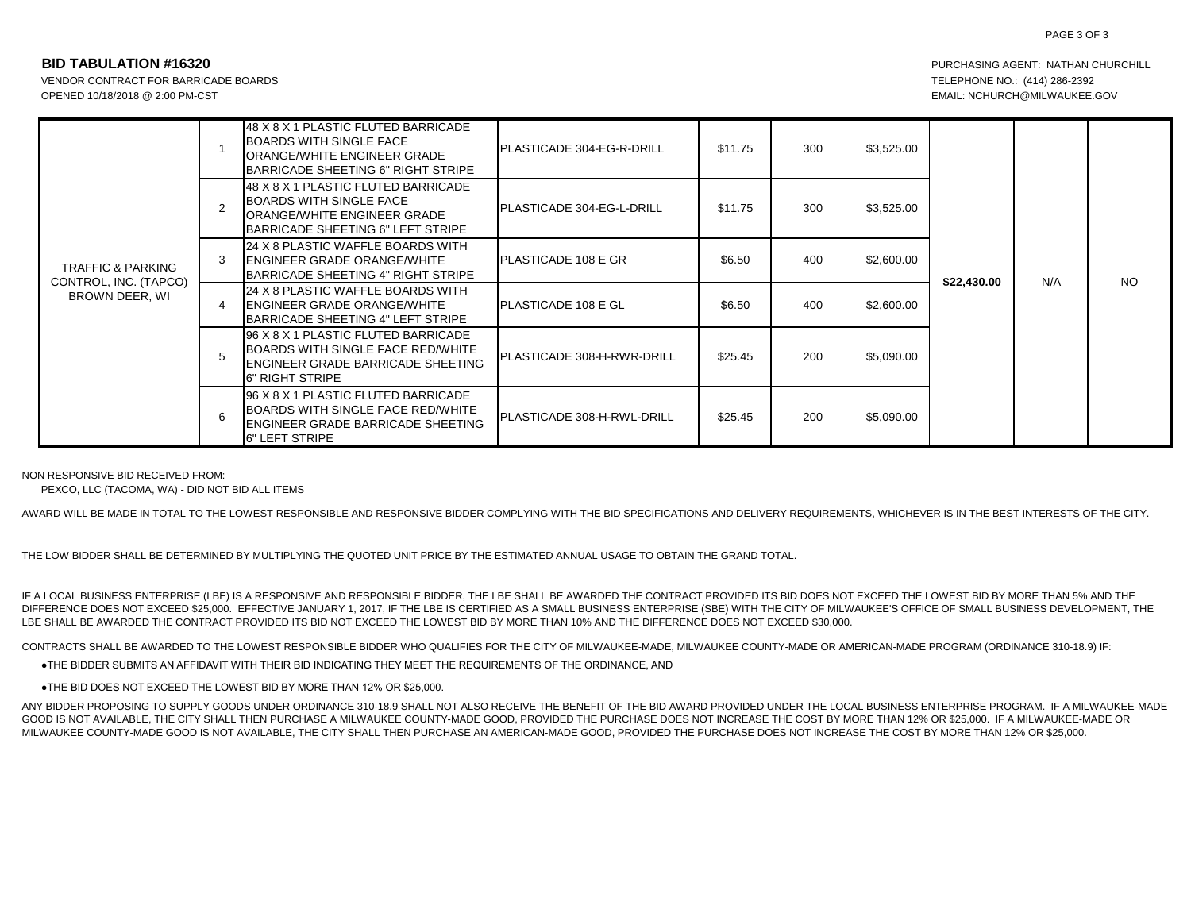**BID TABULATION #16320**

VENDOR CONTRACT FOR BARRICADE BOARDS

OPENED 10/18/2018 @ 2:00 PM-CST

PURCHASING AGENT: NATHAN CHURCHILL

TELEPHONE NO.: (414) 286-2392

EMAIL: NCHURCH@MILWAUKEE.GOV

| | | | | | | | | | |
|---|---|---|---|---|---|---|---|---|---|
| TRAFFIC & PARKING CONTROL, INC. (TAPCO) BROWN DEER, WI | 1 | 48 X 8 X 1 PLASTIC FLUTED BARRICADE BOARDS WITH SINGLE FACE ORANGE/WHITE ENGINEER GRADE BARRICADE SHEETING 6" RIGHT STRIPE | PLASTICADE 304-EG-R-DRILL | $11.75 | 300 | $3,525.00 | $22,430.00 | N/A | NO |
| | 2 | 48 X 8 X 1 PLASTIC FLUTED BARRICADE BOARDS WITH SINGLE FACE ORANGE/WHITE ENGINEER GRADE BARRICADE SHEETING 6" LEFT STRIPE | PLASTICADE 304-EG-L-DRILL | $11.75 | 300 | $3,525.00 | | | |
| | 3 | 24 X 8 PLASTIC WAFFLE BOARDS WITH ENGINEER GRADE ORANGE/WHITE BARRICADE SHEETING 4" RIGHT STRIPE | PLASTICADE 108 E GR | $6.50 | 400 | $2,600.00 | | | |
| | 4 | 24 X 8 PLASTIC WAFFLE BOARDS WITH ENGINEER GRADE ORANGE/WHITE BARRICADE SHEETING 4" LEFT STRIPE | PLASTICADE 108 E GL | $6.50 | 400 | $2,600.00 | | | |
| | 5 | 96 X 8 X 1 PLASTIC FLUTED BARRICADE BOARDS WITH SINGLE FACE RED/WHITE ENGINEER GRADE BARRICADE SHEETING 6" RIGHT STRIPE | PLASTICADE 308-H-RWR-DRILL | $25.45 | 200 | $5,090.00 | | | |
| | 6 | 96 X 8 X 1 PLASTIC FLUTED BARRICADE BOARDS WITH SINGLE FACE RED/WHITE ENGINEER GRADE BARRICADE SHEETING 6" LEFT STRIPE | PLASTICADE 308-H-RWL-DRILL | $25.45 | 200 | $5,090.00 | | | |

NON RESPONSIVE BID RECEIVED FROM:

PEXCO, LLC (TACOMA, WA) - DID NOT BID ALL ITEMS

AWARD WILL BE MADE IN TOTAL TO THE LOWEST RESPONSIBLE AND RESPONSIVE BIDDER COMPLYING WITH THE BID SPECIFICATIONS AND DELIVERY REQUIREMENTS, WHICHEVER IS IN THE BEST INTERESTS OF THE CITY.

THE LOW BIDDER SHALL BE DETERMINED BY MULTIPLYING THE QUOTED UNIT PRICE BY THE ESTIMATED ANNUAL USAGE TO OBTAIN THE GRAND TOTAL.

IF A LOCAL BUSINESS ENTERPRISE (LBE) IS A RESPONSIVE AND RESPONSIBLE BIDDER, THE LBE SHALL BE AWARDED THE CONTRACT PROVIDED ITS BID DOES NOT EXCEED THE LOWEST BID BY MORE THAN 5% AND THE DIFFERENCE DOES NOT EXCEED $25,000. EFFECTIVE JANUARY 1, 2017, IF THE LBE IS CERTIFIED AS A SMALL BUSINESS ENTERPRISE (SBE) WITH THE CITY OF MILWAUKEE'S OFFICE OF SMALL BUSINESS DEVELOPMENT, THE LBE SHALL BE AWARDED THE CONTRACT PROVIDED ITS BID NOT EXCEED THE LOWEST BID BY MORE THAN 10% AND THE DIFFERENCE DOES NOT EXCEED $30,000.

CONTRACTS SHALL BE AWARDED TO THE LOWEST RESPONSIBLE BIDDER WHO QUALIFIES FOR THE CITY OF MILWAUKEE-MADE, MILWAUKEE COUNTY-MADE OR AMERICAN-MADE PROGRAM (ORDINANCE 310-18.9) IF:

- THE BIDDER SUBMITS AN AFFIDAVIT WITH THEIR BID INDICATING THEY MEET THE REQUIREMENTS OF THE ORDINANCE, AND
- THE BID DOES NOT EXCEED THE LOWEST BID BY MORE THAN 12% OR $25,000.

ANY BIDDER PROPOSING TO SUPPLY GOODS UNDER ORDINANCE 310-18.9 SHALL NOT ALSO RECEIVE THE BENEFIT OF THE BID AWARD PROVIDED UNDER THE LOCAL BUSINESS ENTERPRISE PROGRAM. IF A MILWAUKEE-MADE GOOD IS NOT AVAILABLE, THE CITY SHALL THEN PURCHASE A MILWAUKEE COUNTY-MADE GOOD, PROVIDED THE PURCHASE DOES NOT INCREASE THE COST BY MORE THAN 12% OR $25,000. IF A MILWAUKEE-MADE OR MILWAUKEE COUNTY-MADE GOOD IS NOT AVAILABLE, THE CITY SHALL THEN PURCHASE AN AMERICAN-MADE GOOD, PROVIDED THE PURCHASE DOES NOT INCREASE THE COST BY MORE THAN 12% OR $25,000.